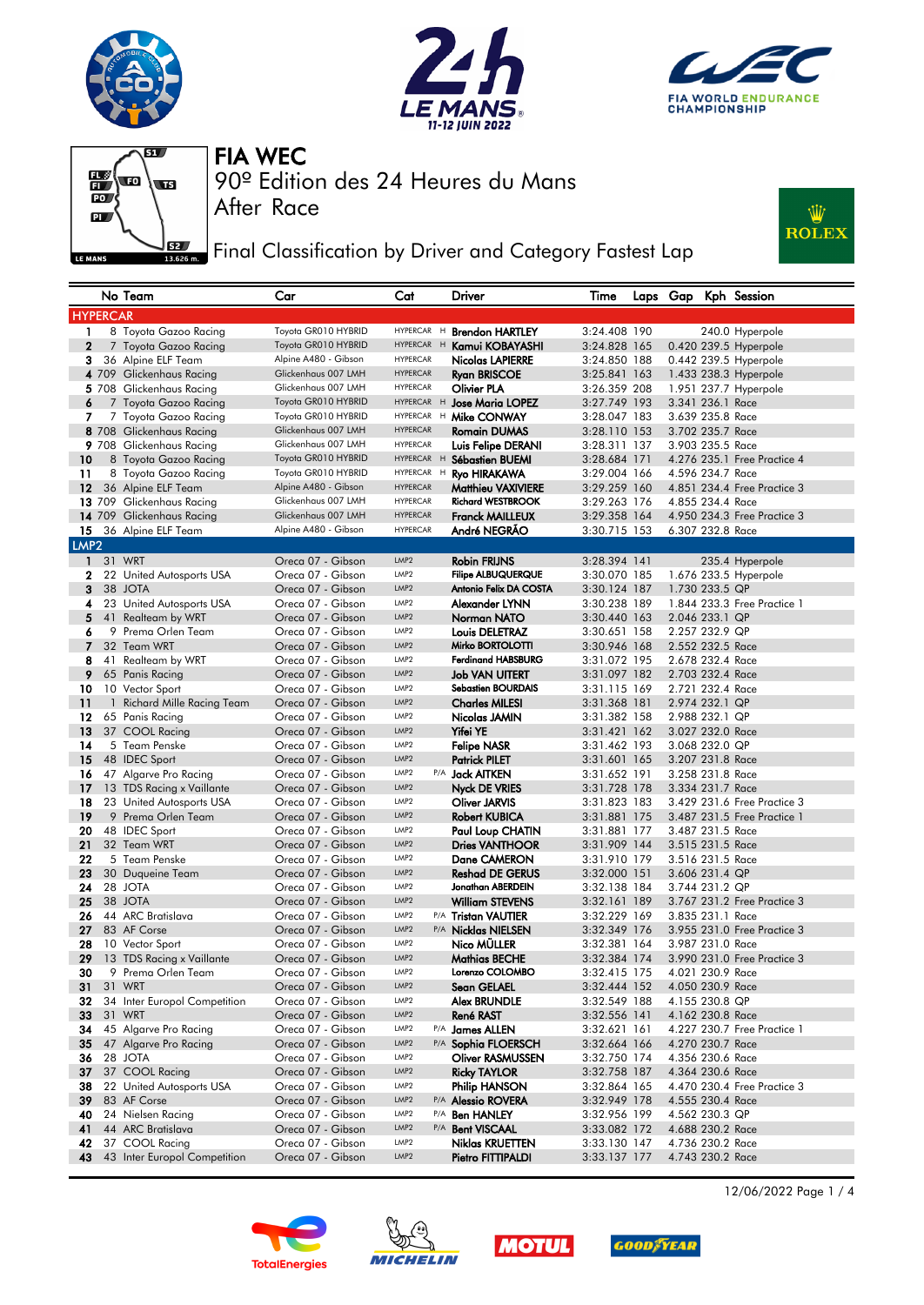# FIA WEC

## 90º Edition des 24 Heures du Mans

After Race

## Final Classification by Driver and Category Fastest Lap

| | No | Team | Car | Cat | | Driver | Time | Laps | Gap | Kph | Session |
|---|---|---|---|---|---|---|---|---|---|---|---|
| **HYPERCAR** | | | | | | | | | | | |
| 1 | 8 | Toyota Gazoo Racing | Toyota GR010 HYBRID | HYPERCAR | H | Brendon HARTLEY | 3:24.408 | 190 | | 240.0 | Hyperpole |
| 2 | 7 | Toyota Gazoo Racing | Toyota GR010 HYBRID | HYPERCAR | H | Kamui KOBAYASHI | 3:24.828 | 165 | 0.420 | 239.5 | Hyperpole |
| 3 | 36 | Alpine ELF Team | Alpine A480 - Gibson | HYPERCAR | | Nicolas LAPIERRE | 3:24.850 | 188 | 0.442 | 239.5 | Hyperpole |
| 4 | 709 | Glickenhaus Racing | Glickenhaus 007 LMH | HYPERCAR | | Ryan BRISCOE | 3:25.841 | 163 | 1.433 | 238.3 | Hyperpole |
| 5 | 708 | Glickenhaus Racing | Glickenhaus 007 LMH | HYPERCAR | | Olivier PLA | 3:26.359 | 208 | 1.951 | 237.7 | Hyperpole |
| 6 | 7 | Toyota Gazoo Racing | Toyota GR010 HYBRID | HYPERCAR | H | Jose Maria LOPEZ | 3:27.749 | 193 | 3.341 | 236.1 | Race |
| 7 | 7 | Toyota Gazoo Racing | Toyota GR010 HYBRID | HYPERCAR | H | Mike CONWAY | 3:28.047 | 183 | 3.639 | 235.8 | Race |
| 8 | 708 | Glickenhaus Racing | Glickenhaus 007 LMH | HYPERCAR | | Romain DUMAS | 3:28.110 | 153 | 3.702 | 235.7 | Race |
| 9 | 708 | Glickenhaus Racing | Glickenhaus 007 LMH | HYPERCAR | | Luis Felipe DERANI | 3:28.311 | 137 | 3.903 | 235.5 | Race |
| 10 | 8 | Toyota Gazoo Racing | Toyota GR010 HYBRID | HYPERCAR | H | Sébastien BUEMI | 3:28.684 | 171 | 4.276 | 235.1 | Free Practice 4 |
| 11 | 8 | Toyota Gazoo Racing | Toyota GR010 HYBRID | HYPERCAR | H | Ryo HIRAKAWA | 3:29.004 | 166 | 4.596 | 234.7 | Race |
| 12 | 36 | Alpine ELF Team | Alpine A480 - Gibson | HYPERCAR | | Matthieu VAXIVIERE | 3:29.259 | 160 | 4.851 | 234.4 | Free Practice 3 |
| 13 | 709 | Glickenhaus Racing | Glickenhaus 007 LMH | HYPERCAR | | Richard WESTBROOK | 3:29.263 | 176 | 4.855 | 234.4 | Race |
| 14 | 709 | Glickenhaus Racing | Glickenhaus 007 LMH | HYPERCAR | | Franck MAILLEUX | 3:29.358 | 164 | 4.950 | 234.3 | Free Practice 3 |
| 15 | 36 | Alpine ELF Team | Alpine A480 - Gibson | HYPERCAR | | André NEGRÃO | 3:30.715 | 153 | 6.307 | 232.8 | Race |
| **LMP2** | | | | | | | | | | | |
| 1 | 31 | WRT | Oreca 07 - Gibson | LMP2 | | Robin FRIJNS | 3:28.394 | 141 | | 235.4 | Hyperpole |
| 2 | 22 | United Autosports USA | Oreca 07 - Gibson | LMP2 | | Filipe ALBUQUERQUE | 3:30.070 | 185 | 1.676 | 233.5 | Hyperpole |
| 3 | 38 | JOTA | Oreca 07 - Gibson | LMP2 | | Antonio Felix DA COSTA | 3:30.124 | 187 | 1.730 | 233.5 | QP |
| 4 | 23 | United Autosports USA | Oreca 07 - Gibson | LMP2 | | Alexander LYNN | 3:30.238 | 189 | 1.844 | 233.3 | Free Practice 1 |
| 5 | 41 | Realteam by WRT | Oreca 07 - Gibson | LMP2 | | Norman NATO | 3:30.440 | 163 | 2.046 | 233.1 | QP |
| 6 | 9 | Prema Orlen Team | Oreca 07 - Gibson | LMP2 | | Louis DELETRAZ | 3:30.651 | 158 | 2.257 | 232.9 | QP |
| 7 | 32 | Team WRT | Oreca 07 - Gibson | LMP2 | | Mirko BORTOLOTTI | 3:30.946 | 168 | 2.552 | 232.5 | Race |
| 8 | 41 | Realteam by WRT | Oreca 07 - Gibson | LMP2 | | Ferdinand HABSBURG | 3:31.072 | 195 | 2.678 | 232.4 | Race |
| 9 | 65 | Panis Racing | Oreca 07 - Gibson | LMP2 | | Job VAN UITERT | 3:31.097 | 182 | 2.703 | 232.4 | Race |
| 10 | 10 | Vector Sport | Oreca 07 - Gibson | LMP2 | | Sebastien BOURDAIS | 3:31.115 | 169 | 2.721 | 232.4 | Race |
| 11 | 1 | Richard Mille Racing Team | Oreca 07 - Gibson | LMP2 | | Charles MILESI | 3:31.368 | 181 | 2.974 | 232.1 | QP |
| 12 | 65 | Panis Racing | Oreca 07 - Gibson | LMP2 | | Nicolas JAMIN | 3:31.382 | 158 | 2.988 | 232.1 | QP |
| 13 | 37 | COOL Racing | Oreca 07 - Gibson | LMP2 | | Yifei YE | 3:31.421 | 162 | 3.027 | 232.0 | Race |
| 14 | 5 | Team Penske | Oreca 07 - Gibson | LMP2 | | Felipe NASR | 3:31.462 | 193 | 3.068 | 232.0 | QP |
| 15 | 48 | IDEC Sport | Oreca 07 - Gibson | LMP2 | | Patrick PILET | 3:31.601 | 165 | 3.207 | 231.8 | Race |
| 16 | 47 | Algarve Pro Racing | Oreca 07 - Gibson | LMP2 | P/A | Jack AITKEN | 3:31.652 | 191 | 3.258 | 231.8 | Race |
| 17 | 13 | TDS Racing x Vaillante | Oreca 07 - Gibson | LMP2 | | Nyck DE VRIES | 3:31.728 | 178 | 3.334 | 231.7 | Race |
| 18 | 23 | United Autosports USA | Oreca 07 - Gibson | LMP2 | | Oliver JARVIS | 3:31.823 | 183 | 3.429 | 231.6 | Free Practice 3 |
| 19 | 9 | Prema Orlen Team | Oreca 07 - Gibson | LMP2 | | Robert KUBICA | 3:31.881 | 175 | 3.487 | 231.5 | Free Practice 1 |
| 20 | 48 | IDEC Sport | Oreca 07 - Gibson | LMP2 | | Paul Loup CHATIN | 3:31.881 | 177 | 3.487 | 231.5 | Race |
| 21 | 32 | Team WRT | Oreca 07 - Gibson | LMP2 | | Dries VANTHOOR | 3:31.909 | 144 | 3.515 | 231.5 | Race |
| 22 | 5 | Team Penske | Oreca 07 - Gibson | LMP2 | | Dane CAMERON | 3:31.910 | 179 | 3.516 | 231.5 | Race |
| 23 | 30 | Duqueine Team | Oreca 07 - Gibson | LMP2 | | Reshad DE GERUS | 3:32.000 | 151 | 3.606 | 231.4 | QP |
| 24 | 28 | JOTA | Oreca 07 - Gibson | LMP2 | | Jonathan ABERDEIN | 3:32.138 | 184 | 3.744 | 231.2 | QP |
| 25 | 38 | JOTA | Oreca 07 - Gibson | LMP2 | | William STEVENS | 3:32.161 | 189 | 3.767 | 231.2 | Free Practice 3 |
| 26 | 44 | ARC Bratislava | Oreca 07 - Gibson | LMP2 | P/A | Tristan VAUTIER | 3:32.229 | 169 | 3.835 | 231.1 | Race |
| 27 | 83 | AF Corse | Oreca 07 - Gibson | LMP2 | P/A | Nicklas NIELSEN | 3:32.349 | 176 | 3.955 | 231.0 | Free Practice 3 |
| 28 | 10 | Vector Sport | Oreca 07 - Gibson | LMP2 | | Nico MÜLLER | 3:32.381 | 164 | 3.987 | 231.0 | Race |
| 29 | 13 | TDS Racing x Vaillante | Oreca 07 - Gibson | LMP2 | | Mathias BECHE | 3:32.384 | 174 | 3.990 | 231.0 | Free Practice 3 |
| 30 | 9 | Prema Orlen Team | Oreca 07 - Gibson | LMP2 | | Lorenzo COLOMBO | 3:32.415 | 175 | 4.021 | 230.9 | Race |
| 31 | 31 | WRT | Oreca 07 - Gibson | LMP2 | | Sean GELAEL | 3:32.444 | 152 | 4.050 | 230.9 | Race |
| 32 | 34 | Inter Europol Competition | Oreca 07 - Gibson | LMP2 | | Alex BRUNDLE | 3:32.549 | 188 | 4.155 | 230.8 | QP |
| 33 | 31 | WRT | Oreca 07 - Gibson | LMP2 | | René RAST | 3:32.556 | 141 | 4.162 | 230.8 | Race |
| 34 | 45 | Algarve Pro Racing | Oreca 07 - Gibson | LMP2 | P/A | James ALLEN | 3:32.621 | 161 | 4.227 | 230.7 | Free Practice 1 |
| 35 | 47 | Algarve Pro Racing | Oreca 07 - Gibson | LMP2 | P/A | Sophia FLOERSCH | 3:32.664 | 166 | 4.270 | 230.7 | Race |
| 36 | 28 | JOTA | Oreca 07 - Gibson | LMP2 | | Oliver RASMUSSEN | 3:32.750 | 174 | 4.356 | 230.6 | Race |
| 37 | 37 | COOL Racing | Oreca 07 - Gibson | LMP2 | | Ricky TAYLOR | 3:32.758 | 187 | 4.364 | 230.6 | Race |
| 38 | 22 | United Autosports USA | Oreca 07 - Gibson | LMP2 | | Philip HANSON | 3:32.864 | 165 | 4.470 | 230.4 | Free Practice 3 |
| 39 | 83 | AF Corse | Oreca 07 - Gibson | LMP2 | P/A | Alessio ROVERA | 3:32.949 | 178 | 4.555 | 230.4 | Race |
| 40 | 24 | Nielsen Racing | Oreca 07 - Gibson | LMP2 | P/A | Ben HANLEY | 3:32.956 | 199 | 4.562 | 230.3 | QP |
| 41 | 44 | ARC Bratislava | Oreca 07 - Gibson | LMP2 | P/A | Bent VISCAAL | 3:33.082 | 172 | 4.688 | 230.2 | Race |
| 42 | 37 | COOL Racing | Oreca 07 - Gibson | LMP2 | | Niklas KRUETTEN | 3:33.130 | 147 | 4.736 | 230.2 | Race |
| 43 | 43 | Inter Europol Competition | Oreca 07 - Gibson | LMP2 | | Pietro FITTIPALDI | 3:33.137 | 177 | 4.743 | 230.2 | Race |

12/06/2022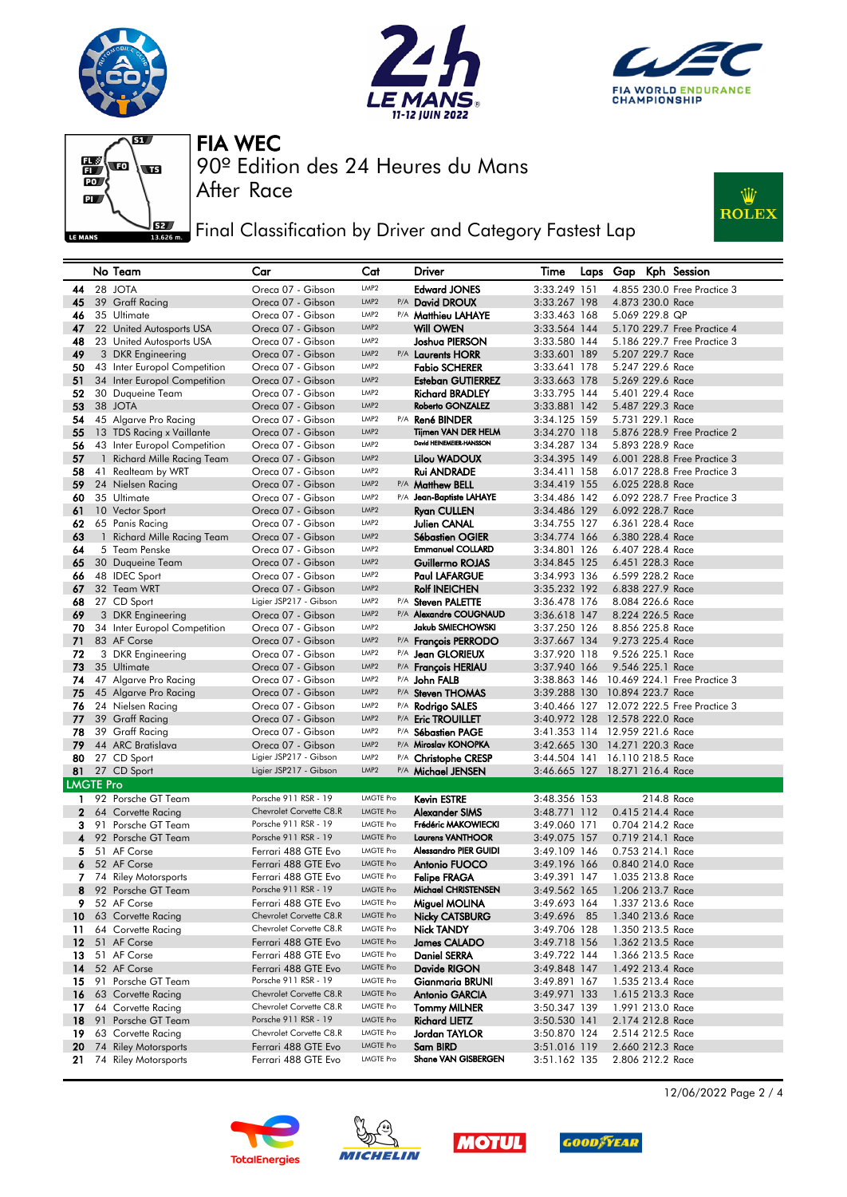# FIA WEC

90º Edition des 24 Heures du Mans

After Race

## Final Classification by Driver and Category Fastest Lap

| | No | Team | Car | Cat | | Driver | Time | Laps | Gap | Kph | Session |
|---|---|---|---|---|---|---|---|---|---|---|---|
| 44 | 28 | JOTA | Oreca 07 - Gibson | LMP2 | | Edward JONES | 3:33.249 | 151 | 4.855 | 230.0 | Free Practice 3 |
| 45 | 39 | Graff Racing | Oreca 07 - Gibson | LMP2 | P/A | David DROUX | 3:33.267 | 198 | 4.873 | 230.0 | Race |
| 46 | 35 | Ultimate | Oreca 07 - Gibson | LMP2 | P/A | Matthieu LAHAYE | 3:33.463 | 168 | 5.069 | 229.8 | QP |
| 47 | 22 | United Autosports USA | Oreca 07 - Gibson | LMP2 | | Will OWEN | 3:33.564 | 144 | 5.170 | 229.7 | Free Practice 4 |
| 48 | 23 | United Autosports USA | Oreca 07 - Gibson | LMP2 | | Joshua PIERSON | 3:33.580 | 144 | 5.186 | 229.7 | Free Practice 3 |
| 49 | 3 | DKR Engineering | Oreca 07 - Gibson | LMP2 | P/A | Laurents HORR | 3:33.601 | 189 | 5.207 | 229.7 | Race |
| 50 | 43 | Inter Europol Competition | Oreca 07 - Gibson | LMP2 | | Fabio SCHERER | 3:33.641 | 178 | 5.247 | 229.6 | Race |
| 51 | 34 | Inter Europol Competition | Oreca 07 - Gibson | LMP2 | | Esteban GUTIERREZ | 3:33.663 | 178 | 5.269 | 229.6 | Race |
| 52 | 30 | Duqueine Team | Oreca 07 - Gibson | LMP2 | | Richard BRADLEY | 3:33.795 | 144 | 5.401 | 229.4 | Race |
| 53 | 38 | JOTA | Oreca 07 - Gibson | LMP2 | | Roberto GONZALEZ | 3:33.881 | 142 | 5.487 | 229.3 | Race |
| 54 | 45 | Algarve Pro Racing | Oreca 07 - Gibson | LMP2 | P/A | René BINDER | 3:34.125 | 159 | 5.731 | 229.1 | Race |
| 55 | 13 | TDS Racing x Vaillante | Oreca 07 - Gibson | LMP2 | | Tijmen VAN DER HELM | 3:34.270 | 118 | 5.876 | 228.9 | Free Practice 2 |
| 56 | 43 | Inter Europol Competition | Oreca 07 - Gibson | LMP2 | | David HEINEMEIER-HANSSON | 3:34.287 | 134 | 5.893 | 228.9 | Race |
| 57 | 1 | Richard Mille Racing Team | Oreca 07 - Gibson | LMP2 | | Lilou WADOUX | 3:34.395 | 149 | 6.001 | 228.8 | Free Practice 3 |
| 58 | 41 | Realteam by WRT | Oreca 07 - Gibson | LMP2 | | Rui ANDRADE | 3:34.411 | 158 | 6.017 | 228.8 | Free Practice 3 |
| 59 | 24 | Nielsen Racing | Oreca 07 - Gibson | LMP2 | P/A | Matthew BELL | 3:34.419 | 155 | 6.025 | 228.8 | Race |
| 60 | 35 | Ultimate | Oreca 07 - Gibson | LMP2 | P/A | Jean-Baptiste LAHAYE | 3:34.486 | 142 | 6.092 | 228.7 | Free Practice 3 |
| 61 | 10 | Vector Sport | Oreca 07 - Gibson | LMP2 | | Ryan CULLEN | 3:34.486 | 129 | 6.092 | 228.7 | Race |
| 62 | 65 | Panis Racing | Oreca 07 - Gibson | LMP2 | | Julien CANAL | 3:34.755 | 127 | 6.361 | 228.4 | Race |
| 63 | 1 | Richard Mille Racing Team | Oreca 07 - Gibson | LMP2 | | Sébastien OGIER | 3:34.774 | 166 | 6.380 | 228.4 | Race |
| 64 | 5 | Team Penske | Oreca 07 - Gibson | LMP2 | | Emmanuel COLLARD | 3:34.801 | 126 | 6.407 | 228.4 | Race |
| 65 | 30 | Duqueine Team | Oreca 07 - Gibson | LMP2 | | Guillermo ROJAS | 3:34.845 | 125 | 6.451 | 228.3 | Race |
| 66 | 48 | IDEC Sport | Oreca 07 - Gibson | LMP2 | | Paul LAFARGUE | 3:34.993 | 136 | 6.599 | 228.2 | Race |
| 67 | 32 | Team WRT | Oreca 07 - Gibson | LMP2 | | Rolf INEICHEN | 3:35.232 | 192 | 6.838 | 227.9 | Race |
| 68 | 27 | CD Sport | Ligier JSP217 - Gibson | LMP2 | P/A | Steven PALETTE | 3:36.478 | 176 | 8.084 | 226.6 | Race |
| 69 | 3 | DKR Engineering | Oreca 07 - Gibson | LMP2 | P/A | Alexandre COUGNAUD | 3:36.618 | 147 | 8.224 | 226.5 | Race |
| 70 | 34 | Inter Europol Competition | Oreca 07 - Gibson | LMP2 | | Jakub SMIECHOWSKI | 3:37.250 | 126 | 8.856 | 225.8 | Race |
| 71 | 83 | AF Corse | Oreca 07 - Gibson | LMP2 | P/A | François PERRODO | 3:37.667 | 134 | 9.273 | 225.4 | Race |
| 72 | 3 | DKR Engineering | Oreca 07 - Gibson | LMP2 | P/A | Jean GLORIEUX | 3:37.920 | 118 | 9.526 | 225.1 | Race |
| 73 | 35 | Ultimate | Oreca 07 - Gibson | LMP2 | P/A | François HERIAU | 3:37.940 | 166 | 9.546 | 225.1 | Race |
| 74 | 47 | Algarve Pro Racing | Oreca 07 - Gibson | LMP2 | P/A | John FALB | 3:38.863 | 146 | 10.469 | 224.1 | Free Practice 3 |
| 75 | 45 | Algarve Pro Racing | Oreca 07 - Gibson | LMP2 | P/A | Steven THOMAS | 3:39.288 | 130 | 10.894 | 223.7 | Race |
| 76 | 24 | Nielsen Racing | Oreca 07 - Gibson | LMP2 | P/A | Rodrigo SALES | 3:40.466 | 127 | 12.072 | 222.5 | Free Practice 3 |
| 77 | 39 | Graff Racing | Oreca 07 - Gibson | LMP2 | P/A | Eric TROUILLET | 3:40.972 | 128 | 12.578 | 222.0 | Race |
| 78 | 39 | Graff Racing | Oreca 07 - Gibson | LMP2 | P/A | Sébastien PAGE | 3:41.353 | 114 | 12.959 | 221.6 | Race |
| 79 | 44 | ARC Bratislava | Oreca 07 - Gibson | LMP2 | P/A | Miroslav KONOPKA | 3:42.665 | 130 | 14.271 | 220.3 | Race |
| 80 | 27 | CD Sport | Ligier JSP217 - Gibson | LMP2 | P/A | Christophe CRESP | 3:44.504 | 141 | 16.110 | 218.5 | Race |
| 81 | 27 | CD Sport | Ligier JSP217 - Gibson | LMP2 | P/A | Michael JENSEN | 3:46.665 | 127 | 18.271 | 216.4 | Race |
| **LMGTE Pro** | | | | | | | | | | | |
| 1 | 92 | Porsche GT Team | Porsche 911 RSR - 19 | LMGTE Pro | | Kevin ESTRE | 3:48.356 | 153 | | 214.8 | Race |
| 2 | 64 | Corvette Racing | Chevrolet Corvette C8.R | LMGTE Pro | | Alexander SIMS | 3:48.771 | 112 | 0.415 | 214.4 | Race |
| 3 | 91 | Porsche GT Team | Porsche 911 RSR - 19 | LMGTE Pro | | Frédéric MAKOWIECKI | 3:49.060 | 171 | 0.704 | 214.2 | Race |
| 4 | 92 | Porsche GT Team | Porsche 911 RSR - 19 | LMGTE Pro | | Laurens VANTHOOR | 3:49.075 | 157 | 0.719 | 214.1 | Race |
| 5 | 51 | AF Corse | Ferrari 488 GTE Evo | LMGTE Pro | | Alessandro PIER GUIDI | 3:49.109 | 146 | 0.753 | 214.1 | Race |
| 6 | 52 | AF Corse | Ferrari 488 GTE Evo | LMGTE Pro | | Antonio FUOCO | 3:49.196 | 166 | 0.840 | 214.0 | Race |
| 7 | 74 | Riley Motorsports | Ferrari 488 GTE Evo | LMGTE Pro | | Felipe FRAGA | 3:49.391 | 147 | 1.035 | 213.8 | Race |
| 8 | 92 | Porsche GT Team | Porsche 911 RSR - 19 | LMGTE Pro | | Michael CHRISTENSEN | 3:49.562 | 165 | 1.206 | 213.7 | Race |
| 9 | 52 | AF Corse | Ferrari 488 GTE Evo | LMGTE Pro | | Miguel MOLINA | 3:49.693 | 164 | 1.337 | 213.6 | Race |
| 10 | 63 | Corvette Racing | Chevrolet Corvette C8.R | LMGTE Pro | | Nicky CATSBURG | 3:49.696 | 85 | 1.340 | 213.6 | Race |
| 11 | 64 | Corvette Racing | Chevrolet Corvette C8.R | LMGTE Pro | | Nick TANDY | 3:49.706 | 128 | 1.350 | 213.5 | Race |
| 12 | 51 | AF Corse | Ferrari 488 GTE Evo | LMGTE Pro | | James CALADO | 3:49.718 | 156 | 1.362 | 213.5 | Race |
| 13 | 51 | AF Corse | Ferrari 488 GTE Evo | LMGTE Pro | | Daniel SERRA | 3:49.722 | 144 | 1.366 | 213.5 | Race |
| 14 | 52 | AF Corse | Ferrari 488 GTE Evo | LMGTE Pro | | Davide RIGON | 3:49.848 | 147 | 1.492 | 213.4 | Race |
| 15 | 91 | Porsche GT Team | Porsche 911 RSR - 19 | LMGTE Pro | | Gianmaria BRUNI | 3:49.891 | 167 | 1.535 | 213.4 | Race |
| 16 | 63 | Corvette Racing | Chevrolet Corvette C8.R | LMGTE Pro | | Antonio GARCIA | 3:49.971 | 133 | 1.615 | 213.3 | Race |
| 17 | 64 | Corvette Racing | Chevrolet Corvette C8.R | LMGTE Pro | | Tommy MILNER | 3:50.347 | 139 | 1.991 | 213.0 | Race |
| 18 | 91 | Porsche GT Team | Porsche 911 RSR - 19 | LMGTE Pro | | Richard LIETZ | 3:50.530 | 141 | 2.174 | 212.8 | Race |
| 19 | 63 | Corvette Racing | Chevrolet Corvette C8.R | LMGTE Pro | | Jordan TAYLOR | 3:50.870 | 124 | 2.514 | 212.5 | Race |
| 20 | 74 | Riley Motorsports | Ferrari 488 GTE Evo | LMGTE Pro | | Sam BIRD | 3:51.016 | 119 | 2.660 | 212.3 | Race |
| 21 | 74 | Riley Motorsports | Ferrari 488 GTE Evo | LMGTE Pro | | Shane VAN GISBERGEN | 3:51.162 | 135 | 2.806 | 212.2 | Race |

12/06/2022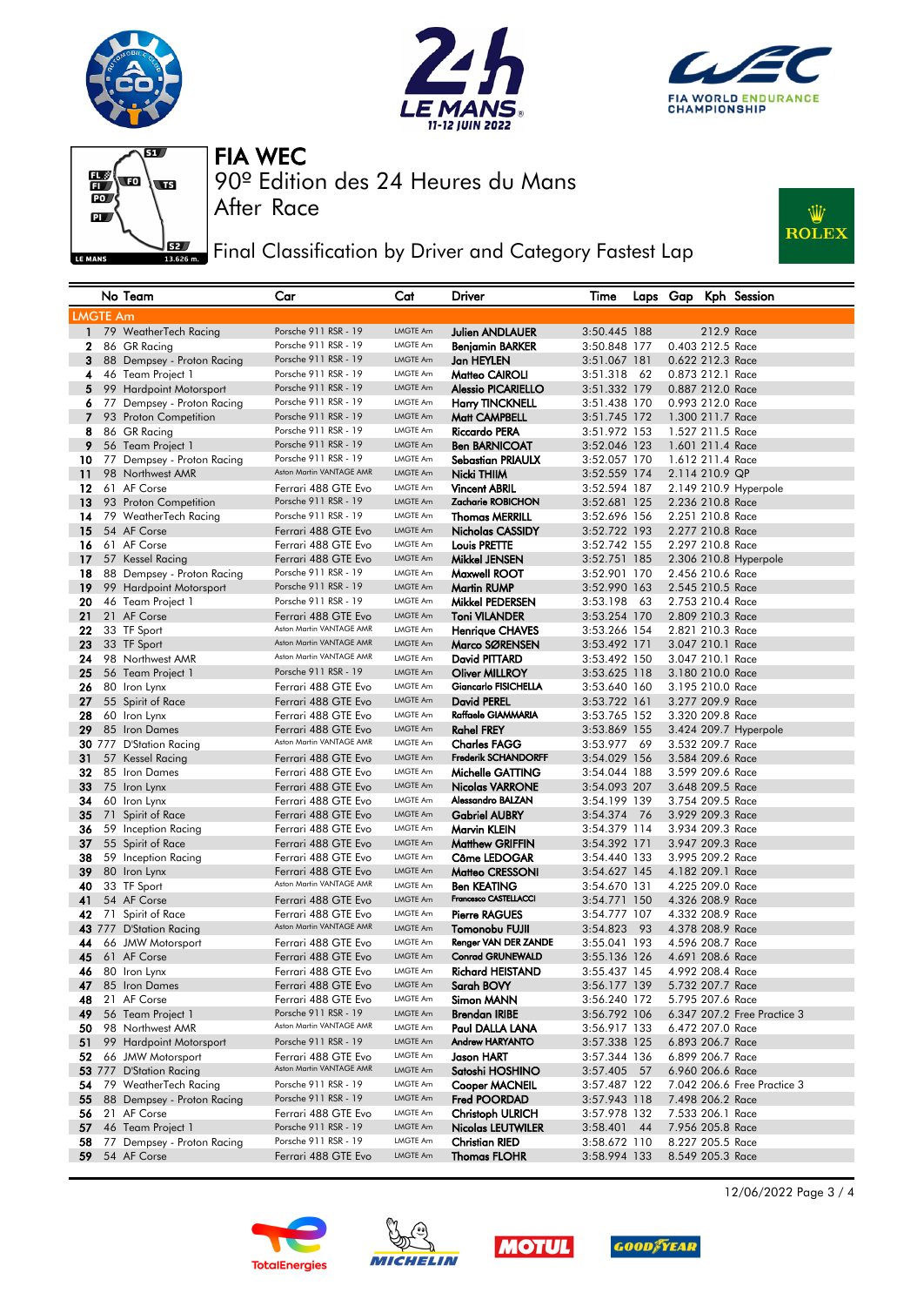# FIA WEC

90º Edition des 24 Heures du Mans

After Race

## Final Classification by Driver and Category Fastest Lap

| | No | Team | Car | Cat | Driver | Time | Laps | Gap | Kph | Session |
|---|---|---|---|---|---|---|---|---|---|---|
| **LMGTE Am** | | | | | | | | | | |
| 1 | 79 | WeatherTech Racing | Porsche 911 RSR - 19 | LMGTE Am | Julien ANDLAUER | 3:50.445 | 188 | | 212.9 | Race |
| 2 | 86 | GR Racing | Porsche 911 RSR - 19 | LMGTE Am | Benjamin BARKER | 3:50.848 | 177 | 0.403 | 212.5 | Race |
| 3 | 88 | Dempsey - Proton Racing | Porsche 911 RSR - 19 | LMGTE Am | Jan HEYLEN | 3:51.067 | 181 | 0.622 | 212.3 | Race |
| 4 | 46 | Team Project 1 | Porsche 911 RSR - 19 | LMGTE Am | Matteo CAIROLI | 3:51.318 | 62 | 0.873 | 212.1 | Race |
| 5 | 99 | Hardpoint Motorsport | Porsche 911 RSR - 19 | LMGTE Am | Alessio PICARIELLO | 3:51.332 | 179 | 0.887 | 212.0 | Race |
| 6 | 77 | Dempsey - Proton Racing | Porsche 911 RSR - 19 | LMGTE Am | Harry TINCKNELL | 3:51.438 | 170 | 0.993 | 212.0 | Race |
| 7 | 93 | Proton Competition | Porsche 911 RSR - 19 | LMGTE Am | Matt CAMPBELL | 3:51.745 | 172 | 1.300 | 211.7 | Race |
| 8 | 86 | GR Racing | Porsche 911 RSR - 19 | LMGTE Am | Riccardo PERA | 3:51.972 | 153 | 1.527 | 211.5 | Race |
| 9 | 56 | Team Project 1 | Porsche 911 RSR - 19 | LMGTE Am | Ben BARNICOAT | 3:52.046 | 123 | 1.601 | 211.4 | Race |
| 10 | 77 | Dempsey - Proton Racing | Porsche 911 RSR - 19 | LMGTE Am | Sebastian PRIAULX | 3:52.057 | 170 | 1.612 | 211.4 | Race |
| 11 | 98 | Northwest AMR | Aston Martin VANTAGE AMR | LMGTE Am | Nicki THIIM | 3:52.559 | 174 | 2.114 | 210.9 | QP |
| 12 | 61 | AF Corse | Ferrari 488 GTE Evo | LMGTE Am | Vincent ABRIL | 3:52.594 | 187 | 2.149 | 210.9 | Hyperpole |
| 13 | 93 | Proton Competition | Porsche 911 RSR - 19 | LMGTE Am | Zacharie ROBICHON | 3:52.681 | 125 | 2.236 | 210.8 | Race |
| 14 | 79 | WeatherTech Racing | Porsche 911 RSR - 19 | LMGTE Am | Thomas MERRILL | 3:52.696 | 156 | 2.251 | 210.8 | Race |
| 15 | 54 | AF Corse | Ferrari 488 GTE Evo | LMGTE Am | Nicholas CASSIDY | 3:52.722 | 193 | 2.277 | 210.8 | Race |
| 16 | 61 | AF Corse | Ferrari 488 GTE Evo | LMGTE Am | Louis PRETTE | 3:52.742 | 155 | 2.297 | 210.8 | Race |
| 17 | 57 | Kessel Racing | Ferrari 488 GTE Evo | LMGTE Am | Mikkel JENSEN | 3:52.751 | 185 | 2.306 | 210.8 | Hyperpole |
| 18 | 88 | Dempsey - Proton Racing | Porsche 911 RSR - 19 | LMGTE Am | Maxwell ROOT | 3:52.901 | 170 | 2.456 | 210.6 | Race |
| 19 | 99 | Hardpoint Motorsport | Porsche 911 RSR - 19 | LMGTE Am | Martin RUMP | 3:52.990 | 163 | 2.545 | 210.5 | Race |
| 20 | 46 | Team Project 1 | Porsche 911 RSR - 19 | LMGTE Am | Mikkel PEDERSEN | 3:53.198 | 63 | 2.753 | 210.4 | Race |
| 21 | 21 | AF Corse | Ferrari 488 GTE Evo | LMGTE Am | Toni VILANDER | 3:53.254 | 170 | 2.809 | 210.3 | Race |
| 22 | 33 | TF Sport | Aston Martin VANTAGE AMR | LMGTE Am | Henrique CHAVES | 3:53.266 | 154 | 2.821 | 210.3 | Race |
| 23 | 33 | TF Sport | Aston Martin VANTAGE AMR | LMGTE Am | Marco SØRENSEN | 3:53.492 | 171 | 3.047 | 210.1 | Race |
| 24 | 98 | Northwest AMR | Aston Martin VANTAGE AMR | LMGTE Am | David PITTARD | 3:53.492 | 150 | 3.047 | 210.1 | Race |
| 25 | 56 | Team Project 1 | Porsche 911 RSR - 19 | LMGTE Am | Oliver MILLROY | 3:53.625 | 118 | 3.180 | 210.0 | Race |
| 26 | 80 | Iron Lynx | Ferrari 488 GTE Evo | LMGTE Am | Giancarlo FISICHELLA | 3:53.640 | 160 | 3.195 | 210.0 | Race |
| 27 | 55 | Spirit of Race | Ferrari 488 GTE Evo | LMGTE Am | David PEREL | 3:53.722 | 161 | 3.277 | 209.9 | Race |
| 28 | 60 | Iron Lynx | Ferrari 488 GTE Evo | LMGTE Am | Raffaele GIAMMARIA | 3:53.765 | 152 | 3.320 | 209.8 | Race |
| 29 | 85 | Iron Dames | Ferrari 488 GTE Evo | LMGTE Am | Rahel FREY | 3:53.869 | 155 | 3.424 | 209.7 | Hyperpole |
| 30 | 777 | D'Station Racing | Aston Martin VANTAGE AMR | LMGTE Am | Charles FAGG | 3:53.977 | 69 | 3.532 | 209.7 | Race |
| 31 | 57 | Kessel Racing | Ferrari 488 GTE Evo | LMGTE Am | Frederik SCHANDORFF | 3:54.029 | 156 | 3.584 | 209.6 | Race |
| 32 | 85 | Iron Dames | Ferrari 488 GTE Evo | LMGTE Am | Michelle GATTING | 3:54.044 | 188 | 3.599 | 209.6 | Race |
| 33 | 75 | Iron Lynx | Ferrari 488 GTE Evo | LMGTE Am | Nicolas VARRONE | 3:54.093 | 207 | 3.648 | 209.5 | Race |
| 34 | 60 | Iron Lynx | Ferrari 488 GTE Evo | LMGTE Am | Alessandro BALZAN | 3:54.199 | 139 | 3.754 | 209.5 | Race |
| 35 | 71 | Spirit of Race | Ferrari 488 GTE Evo | LMGTE Am | Gabriel AUBRY | 3:54.374 | 76 | 3.929 | 209.3 | Race |
| 36 | 59 | Inception Racing | Ferrari 488 GTE Evo | LMGTE Am | Marvin KLEIN | 3:54.379 | 114 | 3.934 | 209.3 | Race |
| 37 | 55 | Spirit of Race | Ferrari 488 GTE Evo | LMGTE Am | Matthew GRIFFIN | 3:54.392 | 171 | 3.947 | 209.3 | Race |
| 38 | 59 | Inception Racing | Ferrari 488 GTE Evo | LMGTE Am | Côme LEDOGAR | 3:54.440 | 133 | 3.995 | 209.2 | Race |
| 39 | 80 | Iron Lynx | Ferrari 488 GTE Evo | LMGTE Am | Matteo CRESSONI | 3:54.627 | 145 | 4.182 | 209.1 | Race |
| 40 | 33 | TF Sport | Aston Martin VANTAGE AMR | LMGTE Am | Ben KEATING | 3:54.670 | 131 | 4.225 | 209.0 | Race |
| 41 | 54 | AF Corse | Ferrari 488 GTE Evo | LMGTE Am | Francesco CASTELLACCI | 3:54.771 | 150 | 4.326 | 208.9 | Race |
| 42 | 71 | Spirit of Race | Ferrari 488 GTE Evo | LMGTE Am | Pierre RAGUES | 3:54.777 | 107 | 4.332 | 208.9 | Race |
| 43 | 777 | D'Station Racing | Aston Martin VANTAGE AMR | LMGTE Am | Tomonobu FUJII | 3:54.823 | 93 | 4.378 | 208.9 | Race |
| 44 | 66 | JMW Motorsport | Ferrari 488 GTE Evo | LMGTE Am | Renger VAN DER ZANDE | 3:55.041 | 193 | 4.596 | 208.7 | Race |
| 45 | 61 | AF Corse | Ferrari 488 GTE Evo | LMGTE Am | Conrad GRUNEWALD | 3:55.136 | 126 | 4.691 | 208.6 | Race |
| 46 | 80 | Iron Lynx | Ferrari 488 GTE Evo | LMGTE Am | Richard HEISTAND | 3:55.437 | 145 | 4.992 | 208.4 | Race |
| 47 | 85 | Iron Dames | Ferrari 488 GTE Evo | LMGTE Am | Sarah BOVY | 3:56.177 | 139 | 5.732 | 207.7 | Race |
| 48 | 21 | AF Corse | Ferrari 488 GTE Evo | LMGTE Am | Simon MANN | 3:56.240 | 172 | 5.795 | 207.6 | Race |
| 49 | 56 | Team Project 1 | Porsche 911 RSR - 19 | LMGTE Am | Brendan IRIBE | 3:56.792 | 106 | 6.347 | 207.2 | Free Practice 3 |
| 50 | 98 | Northwest AMR | Aston Martin VANTAGE AMR | LMGTE Am | Paul DALLA LANA | 3:56.917 | 133 | 6.472 | 207.0 | Race |
| 51 | 99 | Hardpoint Motorsport | Porsche 911 RSR - 19 | LMGTE Am | Andrew HARYANTO | 3:57.338 | 125 | 6.893 | 206.7 | Race |
| 52 | 66 | JMW Motorsport | Ferrari 488 GTE Evo | LMGTE Am | Jason HART | 3:57.344 | 136 | 6.899 | 206.7 | Race |
| 53 | 777 | D'Station Racing | Aston Martin VANTAGE AMR | LMGTE Am | Satoshi HOSHINO | 3:57.405 | 57 | 6.960 | 206.6 | Race |
| 54 | 79 | WeatherTech Racing | Porsche 911 RSR - 19 | LMGTE Am | Cooper MACNEIL | 3:57.487 | 122 | 7.042 | 206.6 | Free Practice 3 |
| 55 | 88 | Dempsey - Proton Racing | Porsche 911 RSR - 19 | LMGTE Am | Fred POORDAD | 3:57.943 | 118 | 7.498 | 206.2 | Race |
| 56 | 21 | AF Corse | Ferrari 488 GTE Evo | LMGTE Am | Christoph ULRICH | 3:57.978 | 132 | 7.533 | 206.1 | Race |
| 57 | 46 | Team Project 1 | Porsche 911 RSR - 19 | LMGTE Am | Nicolas LEUTWILER | 3:58.401 | 44 | 7.956 | 205.8 | Race |
| 58 | 77 | Dempsey - Proton Racing | Porsche 911 RSR - 19 | LMGTE Am | Christian RIED | 3:58.672 | 110 | 8.227 | 205.5 | Race |
| 59 | 54 | AF Corse | Ferrari 488 GTE Evo | LMGTE Am | Thomas FLOHR | 3:58.994 | 133 | 8.549 | 205.3 | Race |

12/06/2022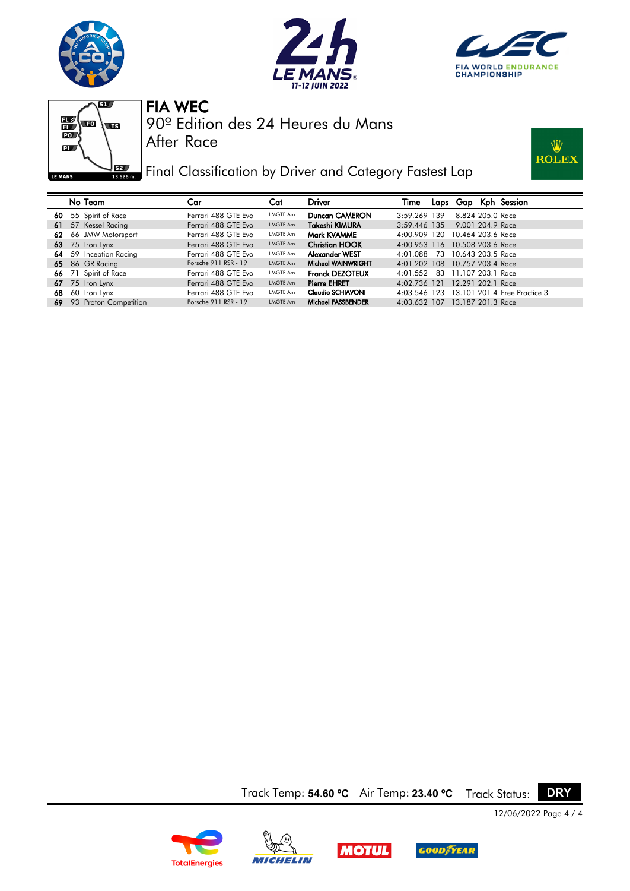# FIA WEC

90º Edition des 24 Heures du Mans

After Race

## Final Classification by Driver and Category Fastest Lap

| | No | Team | Car | Cat | Driver | Time | Laps | Gap | Kph | Session |
|---|---|---|---|---|---|---|---|---|---|---|
| **60** | 55 | Spirit of Race | Ferrari 488 GTE Evo | LMGTE Am | Duncan CAMERON | 3:59.269 | 139 | 8.824 | 205.0 | Race |
| **61** | 57 | Kessel Racing | Ferrari 488 GTE Evo | LMGTE Am | Takeshi KIMURA | 3:59.446 | 135 | 9.001 | 204.9 | Race |
| **62** | 66 | JMW Motorsport | Ferrari 488 GTE Evo | LMGTE Am | Mark KVAMME | 4:00.909 | 120 | 10.464 | 203.6 | Race |
| **63** | 75 | Iron Lynx | Ferrari 488 GTE Evo | LMGTE Am | Christian HOOK | 4:00.953 | 116 | 10.508 | 203.6 | Race |
| **64** | 59 | Inception Racing | Ferrari 488 GTE Evo | LMGTE Am | Alexander WEST | 4:01.088 | 73 | 10.643 | 203.5 | Race |
| **65** | 86 | GR Racing | Porsche 911 RSR - 19 | LMGTE Am | Michael WAINWRIGHT | 4:01.202 | 108 | 10.757 | 203.4 | Race |
| **66** | 71 | Spirit of Race | Ferrari 488 GTE Evo | LMGTE Am | Franck DEZOTEUX | 4:01.552 | 83 | 11.107 | 203.1 | Race |
| **67** | 75 | Iron Lynx | Ferrari 488 GTE Evo | LMGTE Am | Pierre EHRET | 4:02.736 | 121 | 12.291 | 202.1 | Race |
| **68** | 60 | Iron Lynx | Ferrari 488 GTE Evo | LMGTE Am | Claudio SCHIAVONI | 4:03.546 | 123 | 13.101 | 201.4 | Free Practice 3 |
| **69** | 93 | Proton Competition | Porsche 911 RSR - 19 | LMGTE Am | Michael FASSBENDER | 4:03.632 | 107 | 13.187 | 201.3 | Race |

Track Temp: **54.60 ºC** Air Temp: **23.40 ºC** Track Status: **DRY**

12/06/2022